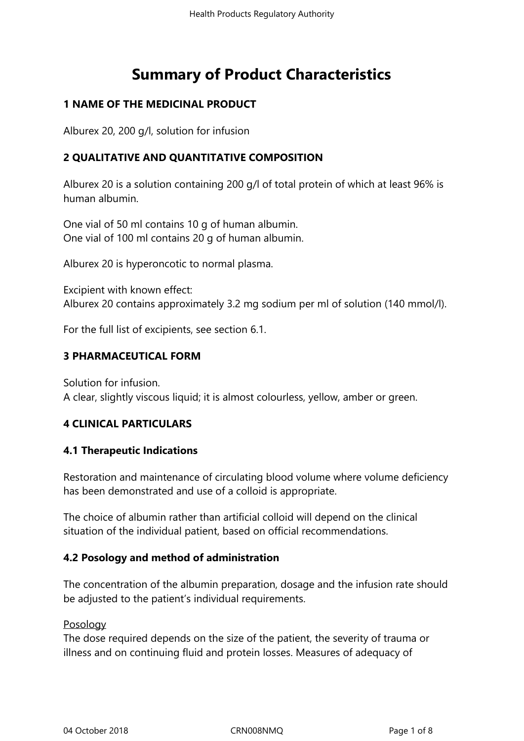# Summary of Product Characteristics

## 1 NAME OF THE MEDICINAL PRODUCT

Alburex 20, 200 g/l, solution for infusion

## 2 QUALITATIVE AND QUANTITATIVE COMPOSITION

Alburex 20 is a solution containing 200 g/l of total protein of which at least 96% is human albumin.

One vial of 50 ml contains 10 g of human albumin.
One vial of 100 ml contains 20 g of human albumin.

Alburex 20 is hyperoncotic to normal plasma.

Excipient with known effect:
Alburex 20 contains approximately 3.2 mg sodium per ml of solution (140 mmol/l).

For the full list of excipients, see section 6.1.

## 3 PHARMACEUTICAL FORM

Solution for infusion.
A clear, slightly viscous liquid; it is almost colourless, yellow, amber or green.

## 4 CLINICAL PARTICULARS

### 4.1 Therapeutic Indications

Restoration and maintenance of circulating blood volume where volume deficiency has been demonstrated and use of a colloid is appropriate.

The choice of albumin rather than artificial colloid will depend on the clinical situation of the individual patient, based on official recommendations.

### 4.2 Posology and method of administration

The concentration of the albumin preparation, dosage and the infusion rate should be adjusted to the patient's individual requirements.

Posology
The dose required depends on the size of the patient, the severity of trauma or illness and on continuing fluid and protein losses. Measures of adequacy of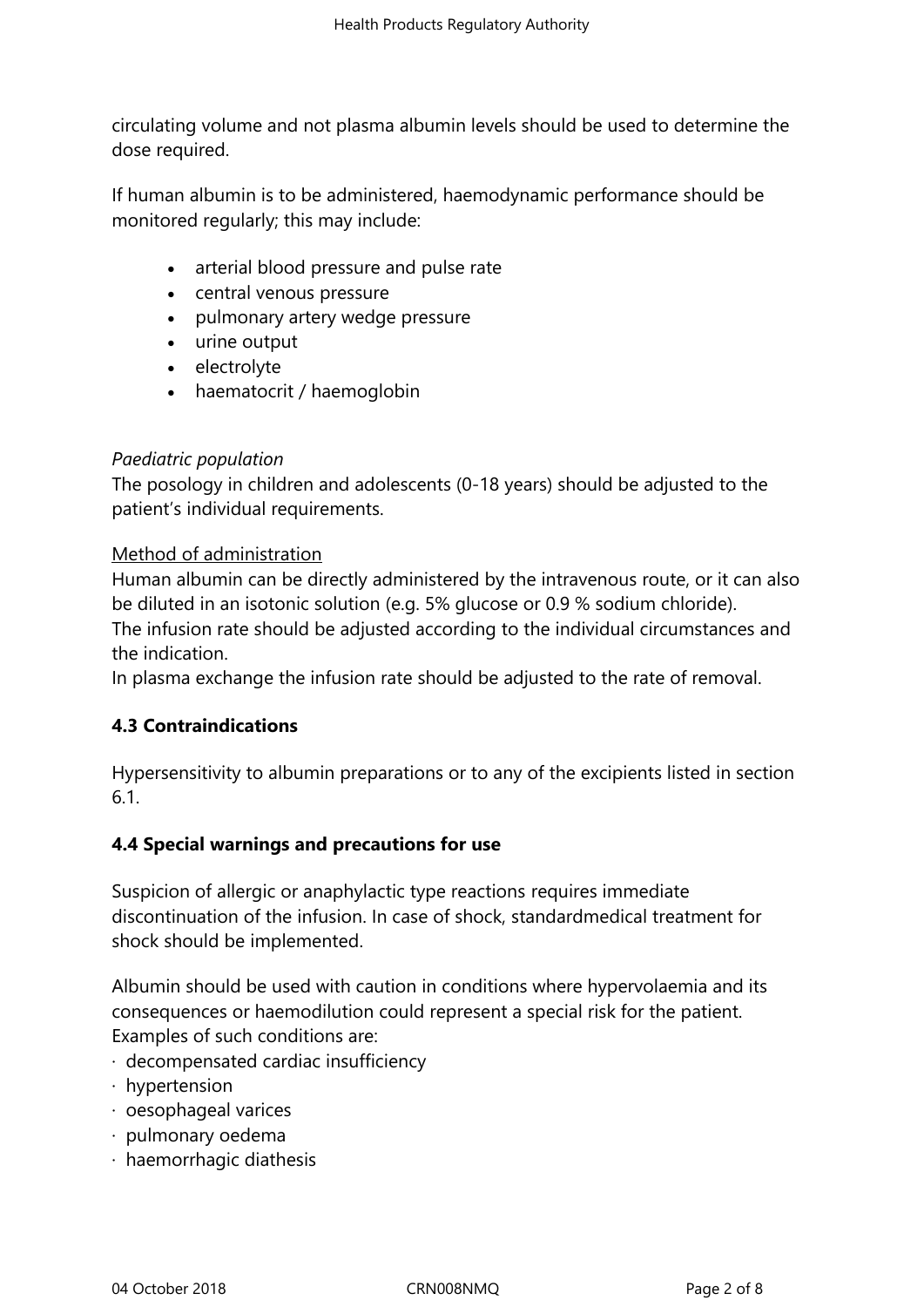circulating volume and not plasma albumin levels should be used to determine the dose required.

If human albumin is to be administered, haemodynamic performance should be monitored regularly; this may include:

- arterial blood pressure and pulse rate
- central venous pressure
- pulmonary artery wedge pressure
- urine output
- electrolyte
- haematocrit / haemoglobin

*Paediatric population*
The posology in children and adolescents (0-18 years) should be adjusted to the patient's individual requirements.

Method of administration
Human albumin can be directly administered by the intravenous route, or it can also be diluted in an isotonic solution (e.g. 5% glucose or 0.9 % sodium chloride).
The infusion rate should be adjusted according to the individual circumstances and the indication.
In plasma exchange the infusion rate should be adjusted to the rate of removal.

**4.3 Contraindications**

Hypersensitivity to albumin preparations or to any of the excipients listed in section 6.1.

**4.4 Special warnings and precautions for use**

Suspicion of allergic or anaphylactic type reactions requires immediate discontinuation of the infusion. In case of shock, standardmedical treatment for shock should be implemented.

Albumin should be used with caution in conditions where hypervolaemia and its consequences or haemodilution could represent a special risk for the patient. Examples of such conditions are:

- decompensated cardiac insufficiency
- hypertension
- oesophageal varices
- pulmonary oedema
- haemorrhagic diathesis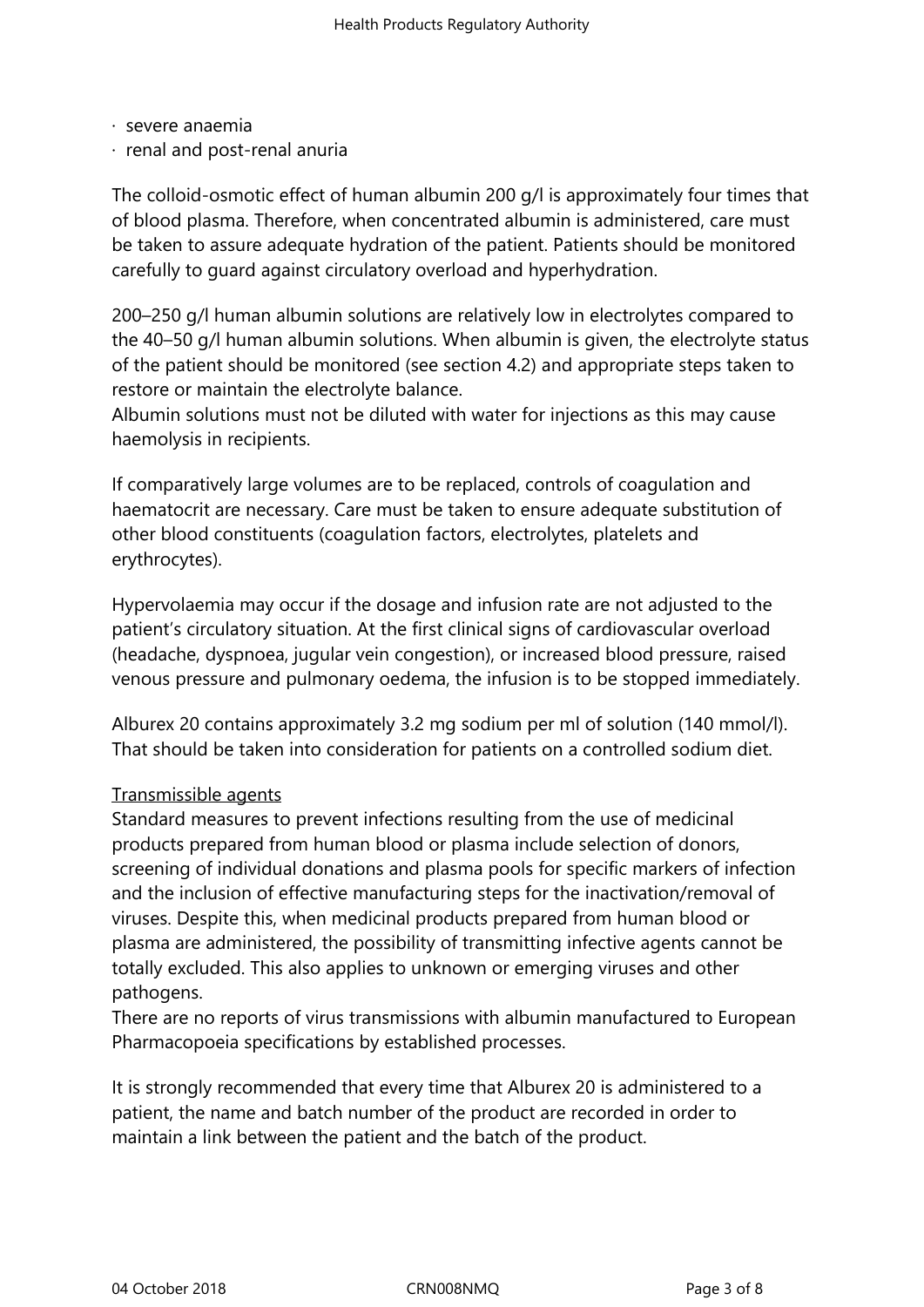- severe anaemia
- renal and post-renal anuria

The colloid-osmotic effect of human albumin 200 g/l is approximately four times that of blood plasma. Therefore, when concentrated albumin is administered, care must be taken to assure adequate hydration of the patient. Patients should be monitored carefully to guard against circulatory overload and hyperhydration.

200–250 g/l human albumin solutions are relatively low in electrolytes compared to the 40–50 g/l human albumin solutions. When albumin is given, the electrolyte status of the patient should be monitored (see section 4.2) and appropriate steps taken to restore or maintain the electrolyte balance.
Albumin solutions must not be diluted with water for injections as this may cause haemolysis in recipients.

If comparatively large volumes are to be replaced, controls of coagulation and haematocrit are necessary. Care must be taken to ensure adequate substitution of other blood constituents (coagulation factors, electrolytes, platelets and erythrocytes).

Hypervolaemia may occur if the dosage and infusion rate are not adjusted to the patient's circulatory situation. At the first clinical signs of cardiovascular overload (headache, dyspnoea, jugular vein congestion), or increased blood pressure, raised venous pressure and pulmonary oedema, the infusion is to be stopped immediately.

Alburex 20 contains approximately 3.2 mg sodium per ml of solution (140 mmol/l). That should be taken into consideration for patients on a controlled sodium diet.

<u>Transmissible agents</u>
Standard measures to prevent infections resulting from the use of medicinal products prepared from human blood or plasma include selection of donors, screening of individual donations and plasma pools for specific markers of infection and the inclusion of effective manufacturing steps for the inactivation/removal of viruses. Despite this, when medicinal products prepared from human blood or plasma are administered, the possibility of transmitting infective agents cannot be totally excluded. This also applies to unknown or emerging viruses and other pathogens.
There are no reports of virus transmissions with albumin manufactured to European Pharmacopoeia specifications by established processes.

It is strongly recommended that every time that Alburex 20 is administered to a patient, the name and batch number of the product are recorded in order to maintain a link between the patient and the batch of the product.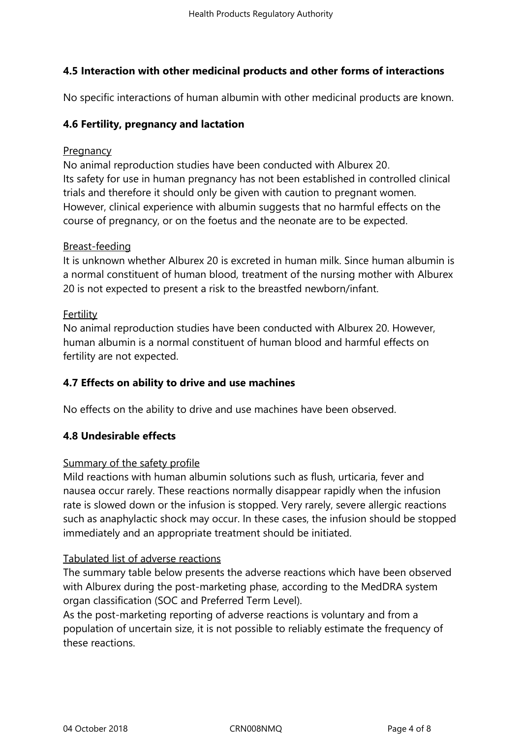## 4.5 Interaction with other medicinal products and other forms of interactions

No specific interactions of human albumin with other medicinal products are known.

## 4.6 Fertility, pregnancy and lactation

Pregnancy

No animal reproduction studies have been conducted with Alburex 20.
Its safety for use in human pregnancy has not been established in controlled clinical trials and therefore it should only be given with caution to pregnant women. However, clinical experience with albumin suggests that no harmful effects on the course of pregnancy, or on the foetus and the neonate are to be expected.

Breast-feeding

It is unknown whether Alburex 20 is excreted in human milk. Since human albumin is a normal constituent of human blood, treatment of the nursing mother with Alburex 20 is not expected to present a risk to the breastfed newborn/infant.

Fertility

No animal reproduction studies have been conducted with Alburex 20. However, human albumin is a normal constituent of human blood and harmful effects on fertility are not expected.

## 4.7 Effects on ability to drive and use machines

No effects on the ability to drive and use machines have been observed.

## 4.8 Undesirable effects

Summary of the safety profile

Mild reactions with human albumin solutions such as flush, urticaria, fever and nausea occur rarely. These reactions normally disappear rapidly when the infusion rate is slowed down or the infusion is stopped. Very rarely, severe allergic reactions such as anaphylactic shock may occur. In these cases, the infusion should be stopped immediately and an appropriate treatment should be initiated.

Tabulated list of adverse reactions

The summary table below presents the adverse reactions which have been observed with Alburex during the post-marketing phase, according to the MedDRA system organ classification (SOC and Preferred Term Level).
As the post-marketing reporting of adverse reactions is voluntary and from a population of uncertain size, it is not possible to reliably estimate the frequency of these reactions.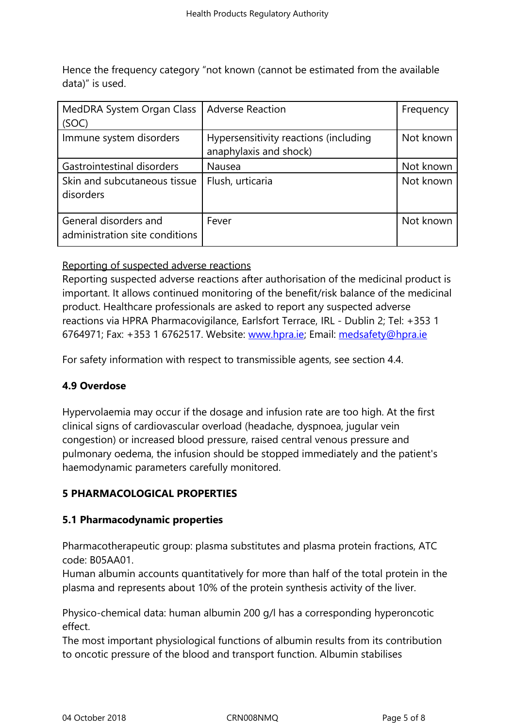Hence the frequency category "not known (cannot be estimated from the available data)" is used.

| MedDRA System Organ Class (SOC) | Adverse Reaction | Frequency |
| --- | --- | --- |
| Immune system disorders | Hypersensitivity reactions (including anaphylaxis and shock) | Not known |
| Gastrointestinal disorders | Nausea | Not known |
| Skin and subcutaneous tissue disorders | Flush, urticaria | Not known |
| General disorders and administration site conditions | Fever | Not known |

Reporting of suspected adverse reactions

Reporting suspected adverse reactions after authorisation of the medicinal product is important. It allows continued monitoring of the benefit/risk balance of the medicinal product. Healthcare professionals are asked to report any suspected adverse reactions via HPRA Pharmacovigilance, Earlsfort Terrace, IRL - Dublin 2; Tel: +353 1 6764971; Fax: +353 1 6762517. Website: www.hpra.ie; Email: medsafety@hpra.ie

For safety information with respect to transmissible agents, see section 4.4.

**4.9 Overdose**

Hypervolaemia may occur if the dosage and infusion rate are too high. At the first clinical signs of cardiovascular overload (headache, dyspnoea, jugular vein congestion) or increased blood pressure, raised central venous pressure and pulmonary oedema, the infusion should be stopped immediately and the patient's haemodynamic parameters carefully monitored.

**5 PHARMACOLOGICAL PROPERTIES**

**5.1 Pharmacodynamic properties**

Pharmacotherapeutic group: plasma substitutes and plasma protein fractions, ATC code: B05AA01.
Human albumin accounts quantitatively for more than half of the total protein in the plasma and represents about 10% of the protein synthesis activity of the liver.

Physico-chemical data: human albumin 200 g/l has a corresponding hyperoncotic effect.
The most important physiological functions of albumin results from its contribution to oncotic pressure of the blood and transport function. Albumin stabilises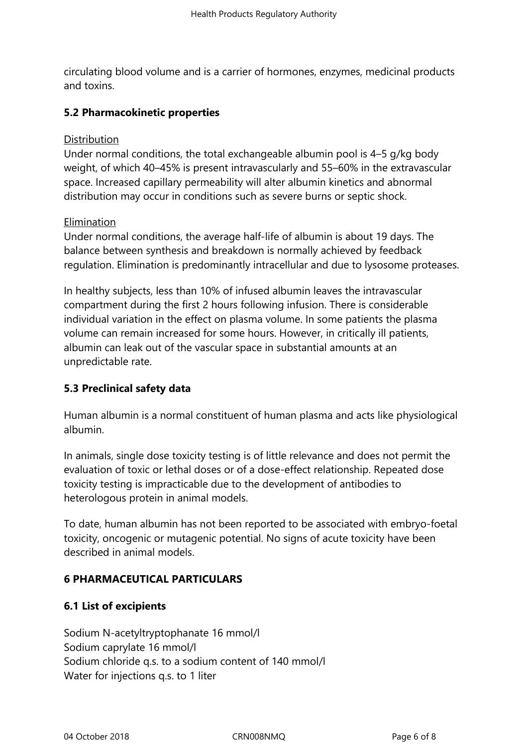circulating blood volume and is a carrier of hormones, enzymes, medicinal products and toxins.

## 5.2 Pharmacokinetic properties

Distribution

Under normal conditions, the total exchangeable albumin pool is 4–5 g/kg body weight, of which 40–45% is present intravascularly and 55–60% in the extravascular space. Increased capillary permeability will alter albumin kinetics and abnormal distribution may occur in conditions such as severe burns or septic shock.

Elimination

Under normal conditions, the average half-life of albumin is about 19 days. The balance between synthesis and breakdown is normally achieved by feedback regulation. Elimination is predominantly intracellular and due to lysosome proteases.

In healthy subjects, less than 10% of infused albumin leaves the intravascular compartment during the first 2 hours following infusion. There is considerable individual variation in the effect on plasma volume. In some patients the plasma volume can remain increased for some hours. However, in critically ill patients, albumin can leak out of the vascular space in substantial amounts at an unpredictable rate.

## 5.3 Preclinical safety data

Human albumin is a normal constituent of human plasma and acts like physiological albumin.

In animals, single dose toxicity testing is of little relevance and does not permit the evaluation of toxic or lethal doses or of a dose-effect relationship. Repeated dose toxicity testing is impracticable due to the development of antibodies to heterologous protein in animal models.

To date, human albumin has not been reported to be associated with embryo-foetal toxicity, oncogenic or mutagenic potential. No signs of acute toxicity have been described in animal models.

# 6 PHARMACEUTICAL PARTICULARS

## 6.1 List of excipients

Sodium N-acetyltryptophanate 16 mmol/l
Sodium caprylate 16 mmol/l
Sodium chloride q.s. to a sodium content of 140 mmol/l
Water for injections q.s. to 1 liter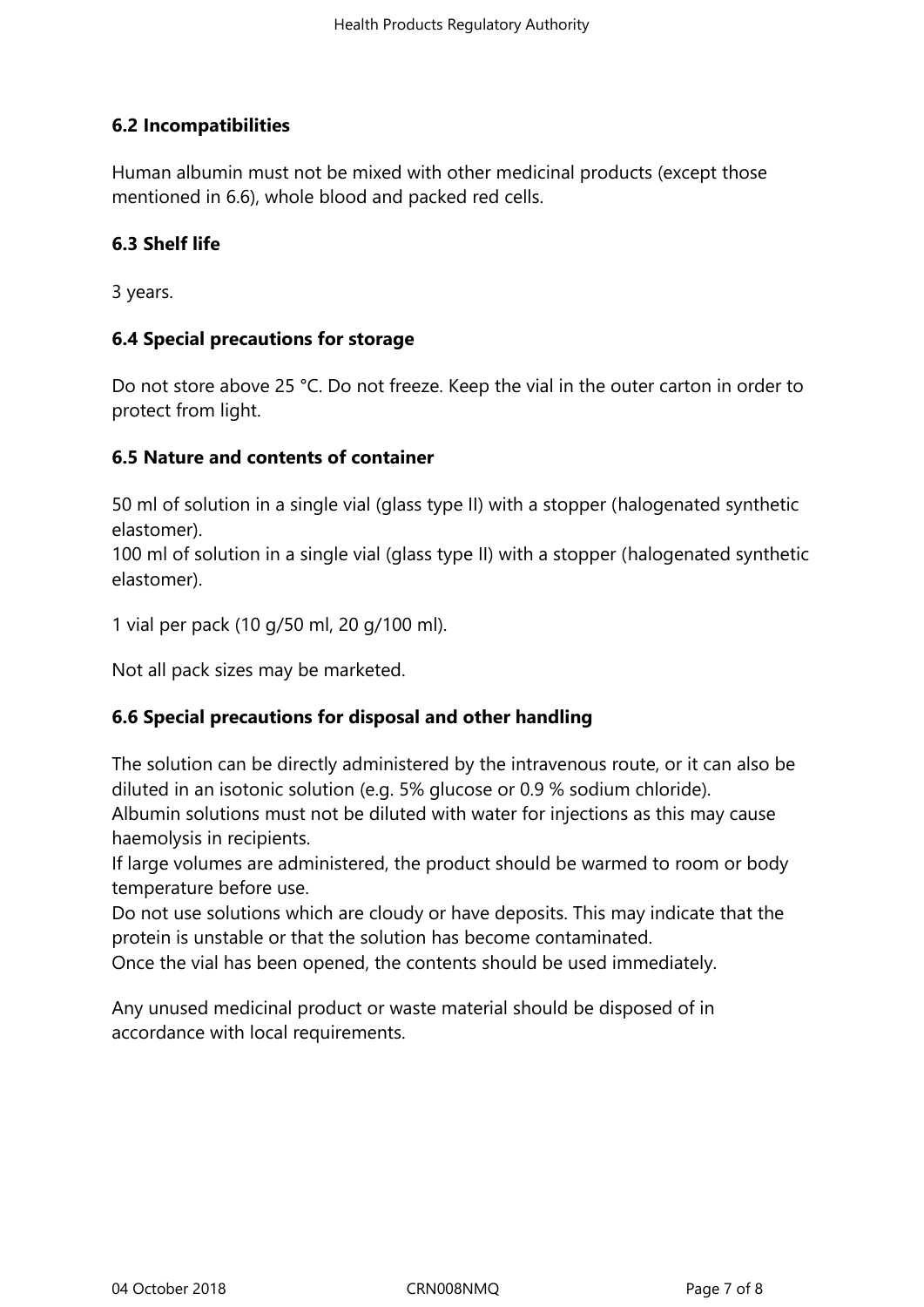### 6.2 Incompatibilities

Human albumin must not be mixed with other medicinal products (except those mentioned in 6.6), whole blood and packed red cells.

### 6.3 Shelf life

3 years.

### 6.4 Special precautions for storage

Do not store above 25 °C. Do not freeze. Keep the vial in the outer carton in order to protect from light.

### 6.5 Nature and contents of container

50 ml of solution in a single vial (glass type II) with a stopper (halogenated synthetic elastomer).
100 ml of solution in a single vial (glass type II) with a stopper (halogenated synthetic elastomer).

1 vial per pack (10 g/50 ml, 20 g/100 ml).

Not all pack sizes may be marketed.

### 6.6 Special precautions for disposal and other handling

The solution can be directly administered by the intravenous route, or it can also be diluted in an isotonic solution (e.g. 5% glucose or 0.9 % sodium chloride).
Albumin solutions must not be diluted with water for injections as this may cause haemolysis in recipients.
If large volumes are administered, the product should be warmed to room or body temperature before use.
Do not use solutions which are cloudy or have deposits. This may indicate that the protein is unstable or that the solution has become contaminated.
Once the vial has been opened, the contents should be used immediately.

Any unused medicinal product or waste material should be disposed of in accordance with local requirements.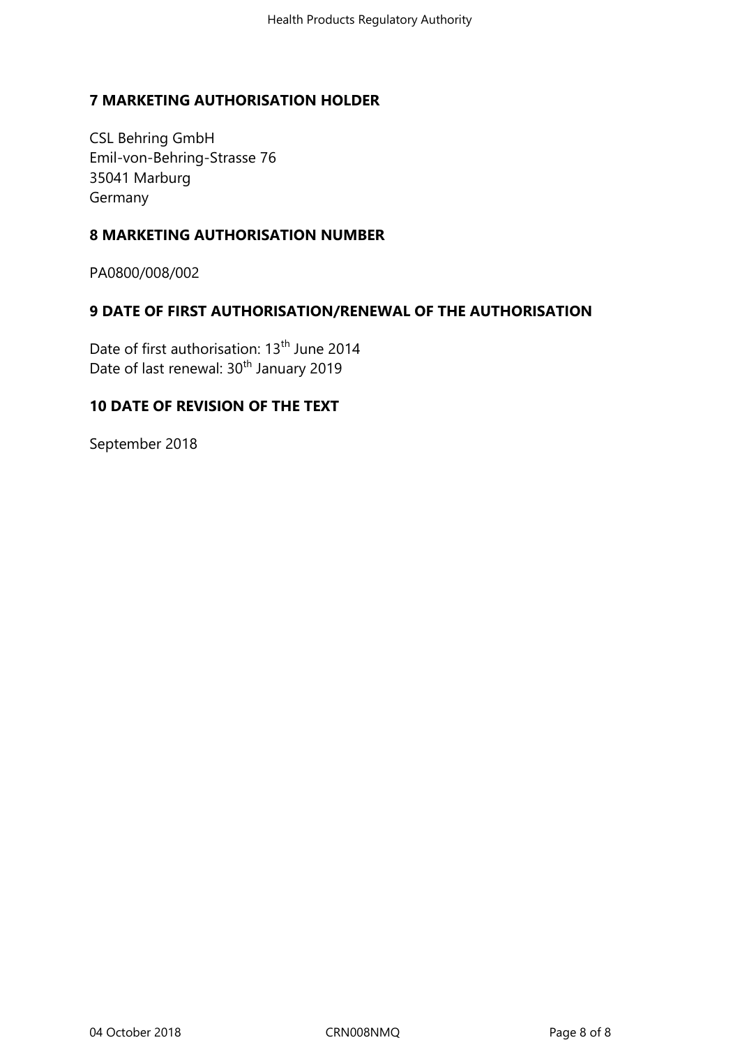## 7 MARKETING AUTHORISATION HOLDER

CSL Behring GmbH
Emil-von-Behring-Strasse 76
35041 Marburg
Germany

## 8 MARKETING AUTHORISATION NUMBER

PA0800/008/002

## 9 DATE OF FIRST AUTHORISATION/RENEWAL OF THE AUTHORISATION

Date of first authorisation: 13th June 2014
Date of last renewal: 30th January 2019

## 10 DATE OF REVISION OF THE TEXT

September 2018